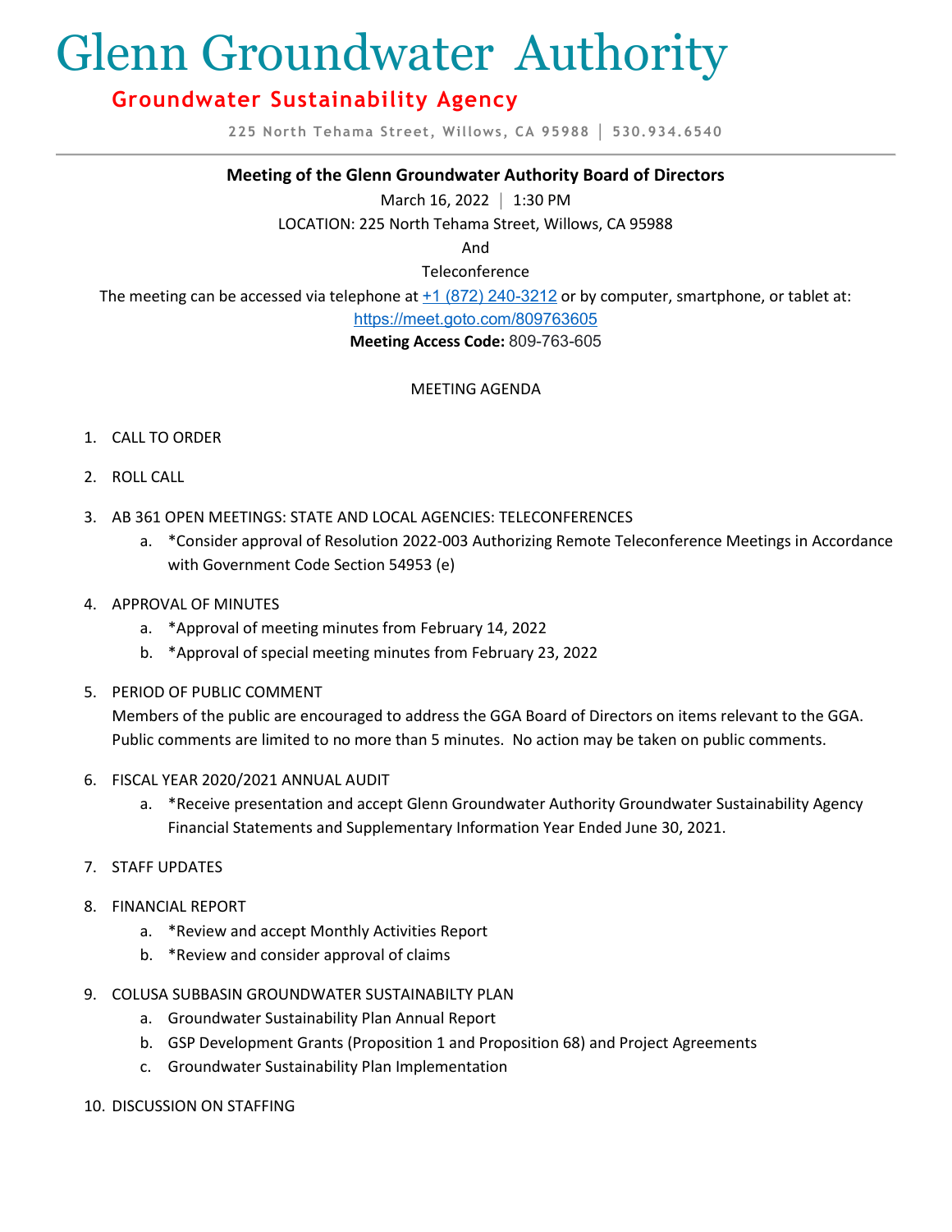# Glenn Groundwater Authority

## Groundwater Sustainability Agency

225 North Tehama Street, Willows, CA 95988 | 530.934.6540

---

**Meeting of the Glenn Groundwater Authority Board of Directors**

March 16, 2022 | 1:30 PM

LOCATION: 225 North Tehama Street, Willows, CA 95988

And

Teleconference

The meeting can be accessed via telephone at +1 (872) 240-3212 or by computer, smartphone, or tablet at: https://meet.goto.com/809763605

**Meeting Access Code:** 809-763-605

MEETING AGENDA

1. CALL TO ORDER

2. ROLL CALL

3. AB 361 OPEN MEETINGS: STATE AND LOCAL AGENCIES: TELECONFERENCES
   a. *Consider approval of Resolution 2022-003 Authorizing Remote Teleconference Meetings in Accordance with Government Code Section 54953 (e)

4. APPROVAL OF MINUTES
   a. *Approval of meeting minutes from February 14, 2022
   b. *Approval of special meeting minutes from February 23, 2022

5. PERIOD OF PUBLIC COMMENT
   Members of the public are encouraged to address the GGA Board of Directors on items relevant to the GGA. Public comments are limited to no more than 5 minutes. No action may be taken on public comments.

6. FISCAL YEAR 2020/2021 ANNUAL AUDIT
   a. *Receive presentation and accept Glenn Groundwater Authority Groundwater Sustainability Agency Financial Statements and Supplementary Information Year Ended June 30, 2021.

7. STAFF UPDATES

8. FINANCIAL REPORT
   a. *Review and accept Monthly Activities Report
   b. *Review and consider approval of claims

9. COLUSA SUBBASIN GROUNDWATER SUSTAINABILTY PLAN
   a. Groundwater Sustainability Plan Annual Report
   b. GSP Development Grants (Proposition 1 and Proposition 68) and Project Agreements
   c. Groundwater Sustainability Plan Implementation

10. DISCUSSION ON STAFFING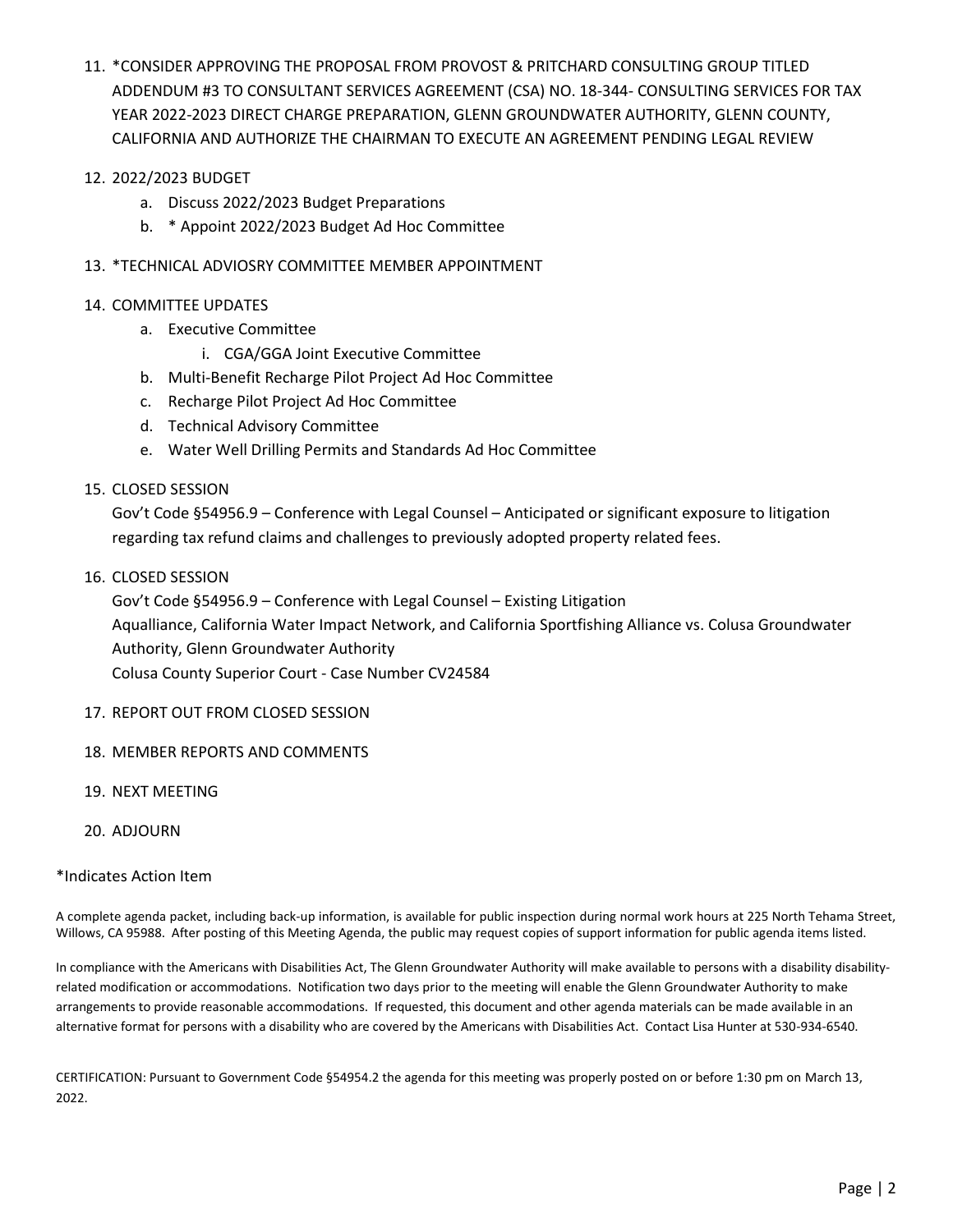11. *CONSIDER APPROVING THE PROPOSAL FROM PROVOST & PRITCHARD CONSULTING GROUP TITLED ADDENDUM #3 TO CONSULTANT SERVICES AGREEMENT (CSA) NO. 18-344- CONSULTING SERVICES FOR TAX YEAR 2022-2023 DIRECT CHARGE PREPARATION, GLENN GROUNDWATER AUTHORITY, GLENN COUNTY, CALIFORNIA AND AUTHORIZE THE CHAIRMAN TO EXECUTE AN AGREEMENT PENDING LEGAL REVIEW

12. 2022/2023 BUDGET
    a. Discuss 2022/2023 Budget Preparations
    b. * Appoint 2022/2023 Budget Ad Hoc Committee

13. *TECHNICAL ADVIOSRY COMMITTEE MEMBER APPOINTMENT

14. COMMITTEE UPDATES
    a. Executive Committee
        i. CGA/GGA Joint Executive Committee
    b. Multi-Benefit Recharge Pilot Project Ad Hoc Committee
    c. Recharge Pilot Project Ad Hoc Committee
    d. Technical Advisory Committee
    e. Water Well Drilling Permits and Standards Ad Hoc Committee

15. CLOSED SESSION

    Gov't Code §54956.9 – Conference with Legal Counsel – Anticipated or significant exposure to litigation regarding tax refund claims and challenges to previously adopted property related fees.

16. CLOSED SESSION

    Gov't Code §54956.9 – Conference with Legal Counsel – Existing Litigation
    Aqualliance, California Water Impact Network, and California Sportfishing Alliance vs. Colusa Groundwater Authority, Glenn Groundwater Authority
    Colusa County Superior Court - Case Number CV24584

17. REPORT OUT FROM CLOSED SESSION

18. MEMBER REPORTS AND COMMENTS

19. NEXT MEETING

20. ADJOURN

*Indicates Action Item

A complete agenda packet, including back-up information, is available for public inspection during normal work hours at 225 North Tehama Street, Willows, CA 95988. After posting of this Meeting Agenda, the public may request copies of support information for public agenda items listed.

In compliance with the Americans with Disabilities Act, The Glenn Groundwater Authority will make available to persons with a disability disability-related modification or accommodations. Notification two days prior to the meeting will enable the Glenn Groundwater Authority to make arrangements to provide reasonable accommodations. If requested, this document and other agenda materials can be made available in an alternative format for persons with a disability who are covered by the Americans with Disabilities Act. Contact Lisa Hunter at 530-934-6540.

CERTIFICATION: Pursuant to Government Code §54954.2 the agenda for this meeting was properly posted on or before 1:30 pm on March 13, 2022.